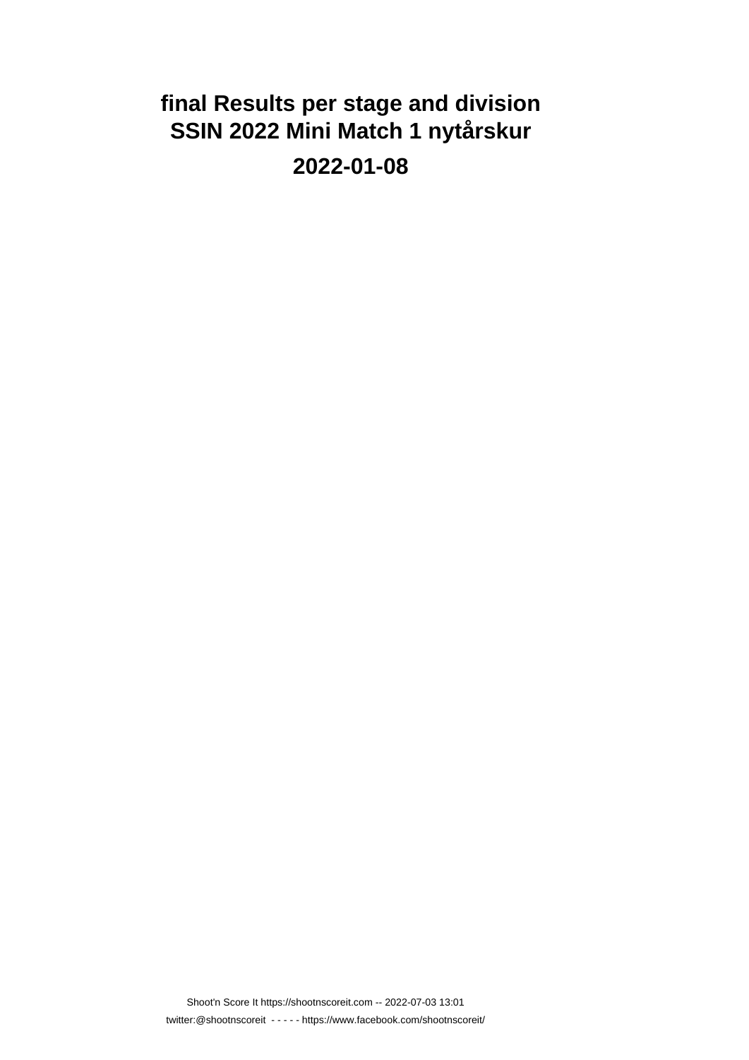# final Results per stage and division
# SSIN 2022 Mini Match 1 nytårskur

## 2022-01-08

Shoot'n Score It https://shootnscoreit.com -- 2022-07-03 13:01

twitter:@shootnscoreit - - - - - https://www.facebook.com/shootnscoreit/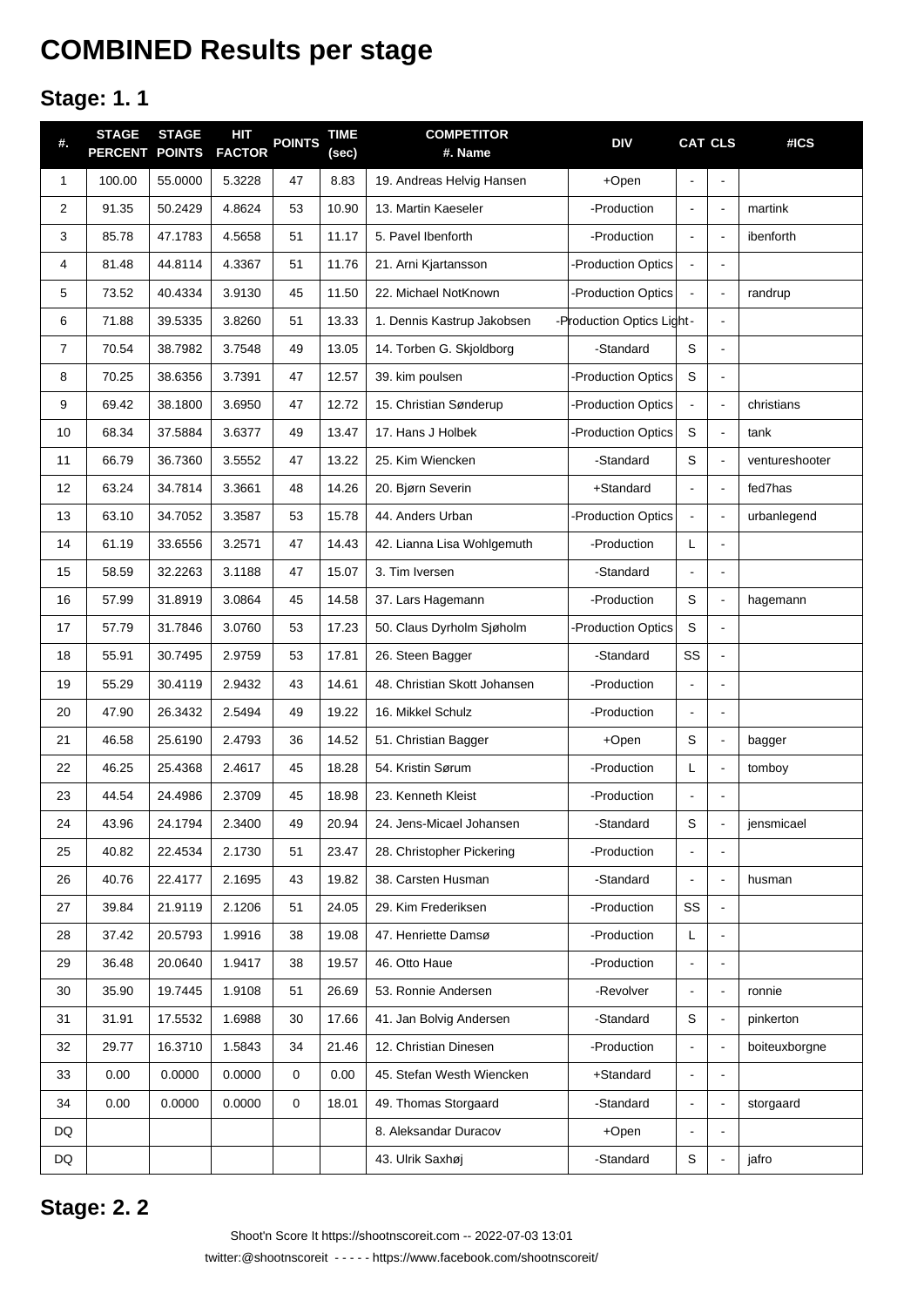# COMBINED Results per stage

## Stage: 1. 1

| #. | STAGE PERCENT | STAGE POINTS | HIT FACTOR | POINTS | TIME (sec) | COMPETITOR #. Name | DIV | CAT | CLS | #ICS |
|---|---|---|---|---|---|---|---|---|---|---|
| 1 | 100.00 | 55.0000 | 5.3228 | 47 | 8.83 | 19. Andreas Helvig Hansen | +Open | - | - | |
| 2 | 91.35 | 50.2429 | 4.8624 | 53 | 10.90 | 13. Martin Kaeseler | -Production | - | - | martink |
| 3 | 85.78 | 47.1783 | 4.5658 | 51 | 11.17 | 5. Pavel Ibenforth | -Production | - | - | ibenforth |
| 4 | 81.48 | 44.8114 | 4.3367 | 51 | 11.76 | 21. Arni Kjartansson | -Production Optics | - | - | |
| 5 | 73.52 | 40.4334 | 3.9130 | 45 | 11.50 | 22. Michael NotKnown | -Production Optics | - | - | randrup |
| 6 | 71.88 | 39.5335 | 3.8260 | 51 | 13.33 | 1. Dennis Kastrup Jakobsen | -Production Optics Light | - | - | |
| 7 | 70.54 | 38.7982 | 3.7548 | 49 | 13.05 | 14. Torben G. Skjoldborg | -Standard | S | - | |
| 8 | 70.25 | 38.6356 | 3.7391 | 47 | 12.57 | 39. kim poulsen | -Production Optics | S | - | |
| 9 | 69.42 | 38.1800 | 3.6950 | 47 | 12.72 | 15. Christian Sønderup | -Production Optics | - | - | christians |
| 10 | 68.34 | 37.5884 | 3.6377 | 49 | 13.47 | 17. Hans J Holbek | -Production Optics | S | - | tank |
| 11 | 66.79 | 36.7360 | 3.5552 | 47 | 13.22 | 25. Kim Wiencken | -Standard | S | - | ventureshooter |
| 12 | 63.24 | 34.7814 | 3.3661 | 48 | 14.26 | 20. Bjørn Severin | +Standard | - | - | fed7has |
| 13 | 63.10 | 34.7052 | 3.3587 | 53 | 15.78 | 44. Anders Urban | -Production Optics | - | - | urbanlegend |
| 14 | 61.19 | 33.6556 | 3.2571 | 47 | 14.43 | 42. Lianna Lisa Wohlgemuth | -Production | L | - | |
| 15 | 58.59 | 32.2263 | 3.1188 | 47 | 15.07 | 3. Tim Iversen | -Standard | - | - | |
| 16 | 57.99 | 31.8919 | 3.0864 | 45 | 14.58 | 37. Lars Hagemann | -Production | S | - | hagemann |
| 17 | 57.79 | 31.7846 | 3.0760 | 53 | 17.23 | 50. Claus Dyrholm Sjøholm | -Production Optics | S | - | |
| 18 | 55.91 | 30.7495 | 2.9759 | 53 | 17.81 | 26. Steen Bagger | -Standard | SS | - | |
| 19 | 55.29 | 30.4119 | 2.9432 | 43 | 14.61 | 48. Christian Skott Johansen | -Production | - | - | |
| 20 | 47.90 | 26.3432 | 2.5494 | 49 | 19.22 | 16. Mikkel Schulz | -Production | - | - | |
| 21 | 46.58 | 25.6190 | 2.4793 | 36 | 14.52 | 51. Christian Bagger | +Open | S | - | bagger |
| 22 | 46.25 | 25.4368 | 2.4617 | 45 | 18.28 | 54. Kristin Sørum | -Production | L | - | tomboy |
| 23 | 44.54 | 24.4986 | 2.3709 | 45 | 18.98 | 23. Kenneth Kleist | -Production | - | - | |
| 24 | 43.96 | 24.1794 | 2.3400 | 49 | 20.94 | 24. Jens-Micael Johansen | -Standard | S | - | jensmicael |
| 25 | 40.82 | 22.4534 | 2.1730 | 51 | 23.47 | 28. Christopher Pickering | -Production | - | - | |
| 26 | 40.76 | 22.4177 | 2.1695 | 43 | 19.82 | 38. Carsten Husman | -Standard | - | - | husman |
| 27 | 39.84 | 21.9119 | 2.1206 | 51 | 24.05 | 29. Kim Frederiksen | -Production | SS | - | |
| 28 | 37.42 | 20.5793 | 1.9916 | 38 | 19.08 | 47. Henriette Damsø | -Production | L | - | |
| 29 | 36.48 | 20.0640 | 1.9417 | 38 | 19.57 | 46. Otto Haue | -Production | - | - | |
| 30 | 35.90 | 19.7445 | 1.9108 | 51 | 26.69 | 53. Ronnie Andersen | -Revolver | - | - | ronnie |
| 31 | 31.91 | 17.5532 | 1.6988 | 30 | 17.66 | 41. Jan Bolvig Andersen | -Standard | S | - | pinkerton |
| 32 | 29.77 | 16.3710 | 1.5843 | 34 | 21.46 | 12. Christian Dinesen | -Production | - | - | boiteuxborgne |
| 33 | 0.00 | 0.0000 | 0.0000 | 0 | 0.00 | 45. Stefan Westh Wiencken | +Standard | - | - | |
| 34 | 0.00 | 0.0000 | 0.0000 | 0 | 18.01 | 49. Thomas Storgaard | -Standard | - | - | storgaard |
| DQ | | | | | | 8. Aleksandar Duracov | +Open | - | - | |
| DQ | | | | | | 43. Ulrik Saxhøj | -Standard | S | - | jafro |

## Stage: 2. 2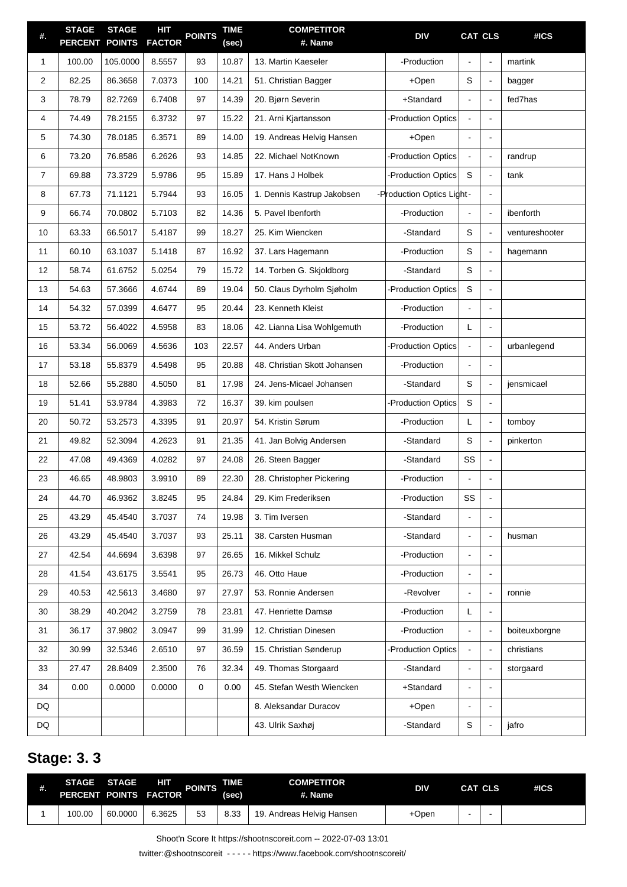| #. | STAGE PERCENT | STAGE POINTS | HIT FACTOR | POINTS | TIME (sec) | COMPETITOR #. Name | DIV | CAT | CLS | #ICS |
|---|---|---|---|---|---|---|---|---|---|---|
| 1 | 100.00 | 105.0000 | 8.5557 | 93 | 10.87 | 13. Martin Kaeseler | -Production | - | - | martink |
| 2 | 82.25 | 86.3658 | 7.0373 | 100 | 14.21 | 51. Christian Bagger | +Open | S | - | bagger |
| 3 | 78.79 | 82.7269 | 6.7408 | 97 | 14.39 | 20. Bjørn Severin | +Standard | - | - | fed7has |
| 4 | 74.49 | 78.2155 | 6.3732 | 97 | 15.22 | 21. Arni Kjartansson | -Production Optics | - | - | |
| 5 | 74.30 | 78.0185 | 6.3571 | 89 | 14.00 | 19. Andreas Helvig Hansen | +Open | - | - | |
| 6 | 73.20 | 76.8586 | 6.2626 | 93 | 14.85 | 22. Michael NotKnown | -Production Optics | - | - | randrup |
| 7 | 69.88 | 73.3729 | 5.9786 | 95 | 15.89 | 17. Hans J Holbek | -Production Optics | S | - | tank |
| 8 | 67.73 | 71.1121 | 5.7944 | 93 | 16.05 | 1. Dennis Kastrup Jakobsen | -Production Optics Light | - | - | |
| 9 | 66.74 | 70.0802 | 5.7103 | 82 | 14.36 | 5. Pavel Ibenforth | -Production | - | - | ibenforth |
| 10 | 63.33 | 66.5017 | 5.4187 | 99 | 18.27 | 25. Kim Wiencken | -Standard | S | - | ventureshooter |
| 11 | 60.10 | 63.1037 | 5.1418 | 87 | 16.92 | 37. Lars Hagemann | -Production | S | - | hagemann |
| 12 | 58.74 | 61.6752 | 5.0254 | 79 | 15.72 | 14. Torben G. Skjoldborg | -Standard | S | - | |
| 13 | 54.63 | 57.3666 | 4.6744 | 89 | 19.04 | 50. Claus Dyrholm Sjøholm | -Production Optics | S | - | |
| 14 | 54.32 | 57.0399 | 4.6477 | 95 | 20.44 | 23. Kenneth Kleist | -Production | - | - | |
| 15 | 53.72 | 56.4022 | 4.5958 | 83 | 18.06 | 42. Lianna Lisa Wohlgemuth | -Production | L | - | |
| 16 | 53.34 | 56.0069 | 4.5636 | 103 | 22.57 | 44. Anders Urban | -Production Optics | - | - | urbanlegend |
| 17 | 53.18 | 55.8379 | 4.5498 | 95 | 20.88 | 48. Christian Skott Johansen | -Production | - | - | |
| 18 | 52.66 | 55.2880 | 4.5050 | 81 | 17.98 | 24. Jens-Micael Johansen | -Standard | S | - | jensmicael |
| 19 | 51.41 | 53.9784 | 4.3983 | 72 | 16.37 | 39. kim poulsen | -Production Optics | S | - | |
| 20 | 50.72 | 53.2573 | 4.3395 | 91 | 20.97 | 54. Kristin Sørum | -Production | L | - | tomboy |
| 21 | 49.82 | 52.3094 | 4.2623 | 91 | 21.35 | 41. Jan Bolvig Andersen | -Standard | S | - | pinkerton |
| 22 | 47.08 | 49.4369 | 4.0282 | 97 | 24.08 | 26. Steen Bagger | -Standard | SS | - | |
| 23 | 46.65 | 48.9803 | 3.9910 | 89 | 22.30 | 28. Christopher Pickering | -Production | - | - | |
| 24 | 44.70 | 46.9362 | 3.8245 | 95 | 24.84 | 29. Kim Frederiksen | -Production | SS | - | |
| 25 | 43.29 | 45.4540 | 3.7037 | 74 | 19.98 | 3. Tim Iversen | -Standard | - | - | |
| 26 | 43.29 | 45.4540 | 3.7037 | 93 | 25.11 | 38. Carsten Husman | -Standard | - | - | husman |
| 27 | 42.54 | 44.6694 | 3.6398 | 97 | 26.65 | 16. Mikkel Schulz | -Production | - | - | |
| 28 | 41.54 | 43.6175 | 3.5541 | 95 | 26.73 | 46. Otto Haue | -Production | - | - | |
| 29 | 40.53 | 42.5613 | 3.4680 | 97 | 27.97 | 53. Ronnie Andersen | -Revolver | - | - | ronnie |
| 30 | 38.29 | 40.2042 | 3.2759 | 78 | 23.81 | 47. Henriette Damsø | -Production | L | - | |
| 31 | 36.17 | 37.9802 | 3.0947 | 99 | 31.99 | 12. Christian Dinesen | -Production | - | - | boiteuxborgne |
| 32 | 30.99 | 32.5346 | 2.6510 | 97 | 36.59 | 15. Christian Sønderup | -Production Optics | - | - | christians |
| 33 | 27.47 | 28.8409 | 2.3500 | 76 | 32.34 | 49. Thomas Storgaard | -Standard | - | - | storgaard |
| 34 | 0.00 | 0.0000 | 0.0000 | 0 | 0.00 | 45. Stefan Westh Wiencken | +Standard | - | - | |
| DQ | | | | | | 8. Aleksandar Duracov | +Open | - | - | |
| DQ | | | | | | 43. Ulrik Saxhøj | -Standard | S | - | jafro |

## Stage: 3. 3

| #. | STAGE PERCENT | STAGE POINTS | HIT FACTOR | POINTS | TIME (sec) | COMPETITOR #. Name | DIV | CAT | CLS | #ICS |
|---|---|---|---|---|---|---|---|---|---|---|
| 1 | 100.00 | 60.0000 | 6.3625 | 53 | 8.33 | 19. Andreas Helvig Hansen | +Open | - | - | |

Shoot'n Score It https://shootnscoreit.com -- 2022-07-03 13:01

twitter:@shootnscoreit - - - - - https://www.facebook.com/shootnscoreit/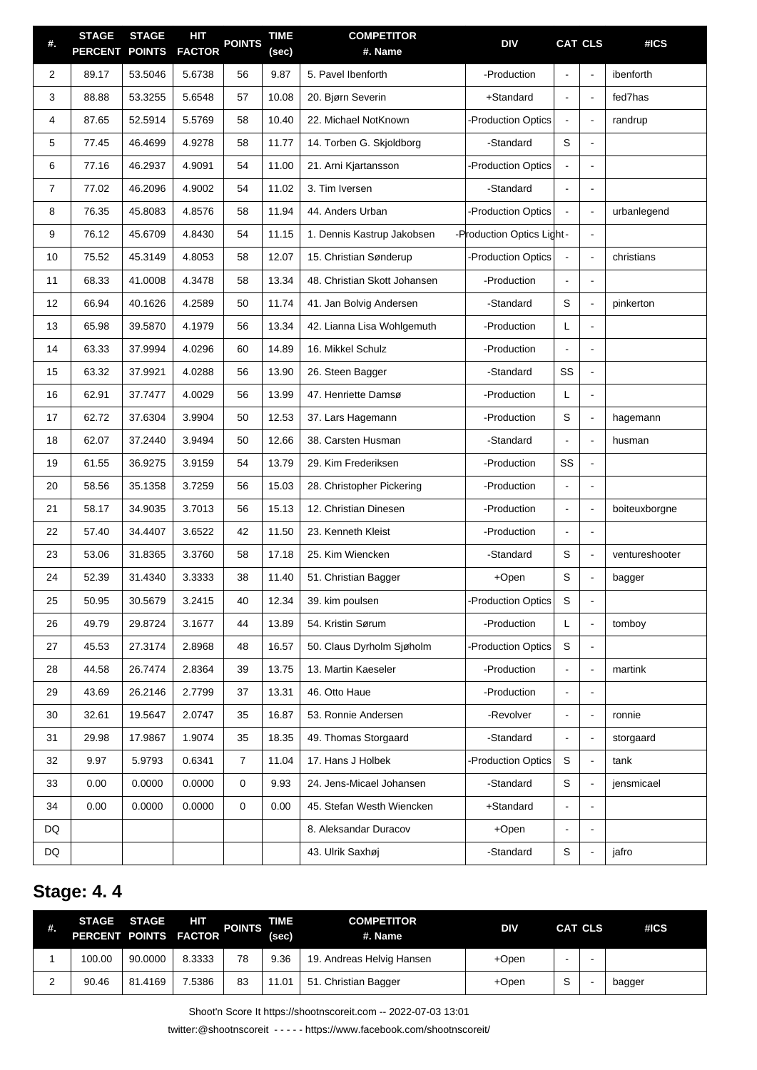| #. | STAGE PERCENT | STAGE POINTS | HIT FACTOR | POINTS | TIME (sec) | COMPETITOR #. Name | DIV | CAT | CLS | #ICS |
|---|---|---|---|---|---|---|---|---|---|---|
| 2 | 89.17 | 53.5046 | 5.6738 | 56 | 9.87 | 5. Pavel Ibenforth | -Production | - | - | ibenforth |
| 3 | 88.88 | 53.3255 | 5.6548 | 57 | 10.08 | 20. Bjørn Severin | +Standard | - | - | fed7has |
| 4 | 87.65 | 52.5914 | 5.5769 | 58 | 10.40 | 22. Michael NotKnown | -Production Optics | - | - | randrup |
| 5 | 77.45 | 46.4699 | 4.9278 | 58 | 11.77 | 14. Torben G. Skjoldborg | -Standard | S | - | |
| 6 | 77.16 | 46.2937 | 4.9091 | 54 | 11.00 | 21. Arni Kjartansson | -Production Optics | - | - | |
| 7 | 77.02 | 46.2096 | 4.9002 | 54 | 11.02 | 3. Tim Iversen | -Standard | - | - | |
| 8 | 76.35 | 45.8083 | 4.8576 | 58 | 11.94 | 44. Anders Urban | -Production Optics | - | - | urbanlegend |
| 9 | 76.12 | 45.6709 | 4.8430 | 54 | 11.15 | 1. Dennis Kastrup Jakobsen | -Production Optics Light | - | - | |
| 10 | 75.52 | 45.3149 | 4.8053 | 58 | 12.07 | 15. Christian Sønderup | -Production Optics | - | - | christians |
| 11 | 68.33 | 41.0008 | 4.3478 | 58 | 13.34 | 48. Christian Skott Johansen | -Production | - | - | |
| 12 | 66.94 | 40.1626 | 4.2589 | 50 | 11.74 | 41. Jan Bolvig Andersen | -Standard | S | - | pinkerton |
| 13 | 65.98 | 39.5870 | 4.1979 | 56 | 13.34 | 42. Lianna Lisa Wohlgemuth | -Production | L | - | |
| 14 | 63.33 | 37.9994 | 4.0296 | 60 | 14.89 | 16. Mikkel Schulz | -Production | - | - | |
| 15 | 63.32 | 37.9921 | 4.0288 | 56 | 13.90 | 26. Steen Bagger | -Standard | SS | - | |
| 16 | 62.91 | 37.7477 | 4.0029 | 56 | 13.99 | 47. Henriette Damsø | -Production | L | - | |
| 17 | 62.72 | 37.6304 | 3.9904 | 50 | 12.53 | 37. Lars Hagemann | -Production | S | - | hagemann |
| 18 | 62.07 | 37.2440 | 3.9494 | 50 | 12.66 | 38. Carsten Husman | -Standard | - | - | husman |
| 19 | 61.55 | 36.9275 | 3.9159 | 54 | 13.79 | 29. Kim Frederiksen | -Production | SS | - | |
| 20 | 58.56 | 35.1358 | 3.7259 | 56 | 15.03 | 28. Christopher Pickering | -Production | - | - | |
| 21 | 58.17 | 34.9035 | 3.7013 | 56 | 15.13 | 12. Christian Dinesen | -Production | - | - | boiteuxborgne |
| 22 | 57.40 | 34.4407 | 3.6522 | 42 | 11.50 | 23. Kenneth Kleist | -Production | - | - | |
| 23 | 53.06 | 31.8365 | 3.3760 | 58 | 17.18 | 25. Kim Wiencken | -Standard | S | - | ventureshooter |
| 24 | 52.39 | 31.4340 | 3.3333 | 38 | 11.40 | 51. Christian Bagger | +Open | S | - | bagger |
| 25 | 50.95 | 30.5679 | 3.2415 | 40 | 12.34 | 39. kim poulsen | -Production Optics | S | - | |
| 26 | 49.79 | 29.8724 | 3.1677 | 44 | 13.89 | 54. Kristin Sørum | -Production | L | - | tomboy |
| 27 | 45.53 | 27.3174 | 2.8968 | 48 | 16.57 | 50. Claus Dyrholm Sjøholm | -Production Optics | S | - | |
| 28 | 44.58 | 26.7474 | 2.8364 | 39 | 13.75 | 13. Martin Kaeseler | -Production | - | - | martink |
| 29 | 43.69 | 26.2146 | 2.7799 | 37 | 13.31 | 46. Otto Haue | -Production | - | - | |
| 30 | 32.61 | 19.5647 | 2.0747 | 35 | 16.87 | 53. Ronnie Andersen | -Revolver | - | - | ronnie |
| 31 | 29.98 | 17.9867 | 1.9074 | 35 | 18.35 | 49. Thomas Storgaard | -Standard | - | - | storgaard |
| 32 | 9.97 | 5.9793 | 0.6341 | 7 | 11.04 | 17. Hans J Holbek | -Production Optics | S | - | tank |
| 33 | 0.00 | 0.0000 | 0.0000 | 0 | 9.93 | 24. Jens-Micael Johansen | -Standard | S | - | jensmicael |
| 34 | 0.00 | 0.0000 | 0.0000 | 0 | 0.00 | 45. Stefan Westh Wiencken | +Standard | - | - | |
| DQ | | | | | | 8. Aleksandar Duracov | +Open | - | - | |
| DQ | | | | | | 43. Ulrik Saxhøj | -Standard | S | - | jafro |

## Stage: 4. 4

| #. | STAGE PERCENT | STAGE POINTS | HIT FACTOR | POINTS | TIME (sec) | COMPETITOR #. Name | DIV | CAT | CLS | #ICS |
|---|---|---|---|---|---|---|---|---|---|---|
| 1 | 100.00 | 90.0000 | 8.3333 | 78 | 9.36 | 19. Andreas Helvig Hansen | +Open | - | - | |
| 2 | 90.46 | 81.4169 | 7.5386 | 83 | 11.01 | 51. Christian Bagger | +Open | S | - | bagger |

Shoot'n Score It https://shootnscoreit.com -- 2022-07-03 13:01

twitter:@shootnscoreit - - - - - https://www.facebook.com/shootnscoreit/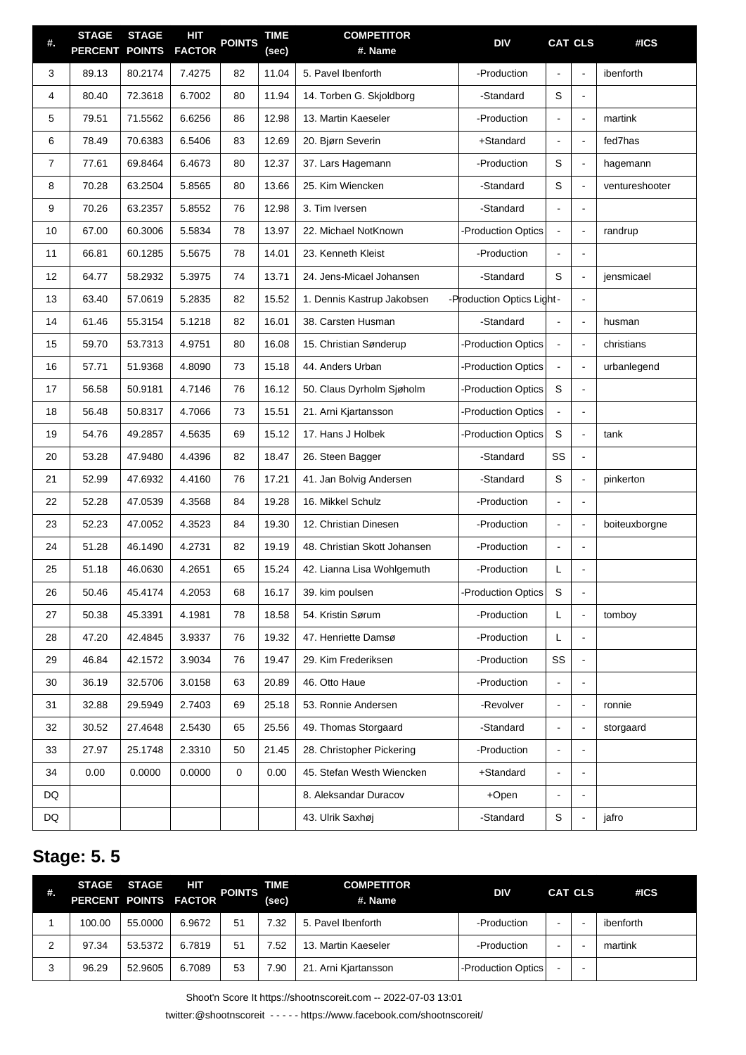| #. | STAGE PERCENT | STAGE POINTS | HIT FACTOR | POINTS | TIME (sec) | COMPETITOR #. Name | DIV | CAT | CLS | #ICS |
|---|---|---|---|---|---|---|---|---|---|---|
| 3 | 89.13 | 80.2174 | 7.4275 | 82 | 11.04 | 5. Pavel Ibenforth | -Production | - | - | ibenforth |
| 4 | 80.40 | 72.3618 | 6.7002 | 80 | 11.94 | 14. Torben G. Skjoldborg | -Standard | S | - | |
| 5 | 79.51 | 71.5562 | 6.6256 | 86 | 12.98 | 13. Martin Kaeseler | -Production | - | - | martink |
| 6 | 78.49 | 70.6383 | 6.5406 | 83 | 12.69 | 20. Bjørn Severin | +Standard | - | - | fed7has |
| 7 | 77.61 | 69.8464 | 6.4673 | 80 | 12.37 | 37. Lars Hagemann | -Production | S | - | hagemann |
| 8 | 70.28 | 63.2504 | 5.8565 | 80 | 13.66 | 25. Kim Wiencken | -Standard | S | - | ventureshooter |
| 9 | 70.26 | 63.2357 | 5.8552 | 76 | 12.98 | 3. Tim Iversen | -Standard | - | - | |
| 10 | 67.00 | 60.3006 | 5.5834 | 78 | 13.97 | 22. Michael NotKnown | -Production Optics | - | - | randrup |
| 11 | 66.81 | 60.1285 | 5.5675 | 78 | 14.01 | 23. Kenneth Kleist | -Production | - | - | |
| 12 | 64.77 | 58.2932 | 5.3975 | 74 | 13.71 | 24. Jens-Micael Johansen | -Standard | S | - | jensmicael |
| 13 | 63.40 | 57.0619 | 5.2835 | 82 | 15.52 | 1. Dennis Kastrup Jakobsen | -Production Optics Light | - | - | |
| 14 | 61.46 | 55.3154 | 5.1218 | 82 | 16.01 | 38. Carsten Husman | -Standard | - | - | husman |
| 15 | 59.70 | 53.7313 | 4.9751 | 80 | 16.08 | 15. Christian Sønderup | -Production Optics | - | - | christians |
| 16 | 57.71 | 51.9368 | 4.8090 | 73 | 15.18 | 44. Anders Urban | -Production Optics | - | - | urbanlegend |
| 17 | 56.58 | 50.9181 | 4.7146 | 76 | 16.12 | 50. Claus Dyrholm Sjøholm | -Production Optics | S | - | |
| 18 | 56.48 | 50.8317 | 4.7066 | 73 | 15.51 | 21. Arni Kjartansson | -Production Optics | - | - | |
| 19 | 54.76 | 49.2857 | 4.5635 | 69 | 15.12 | 17. Hans J Holbek | -Production Optics | S | - | tank |
| 20 | 53.28 | 47.9480 | 4.4396 | 82 | 18.47 | 26. Steen Bagger | -Standard | SS | - | |
| 21 | 52.99 | 47.6932 | 4.4160 | 76 | 17.21 | 41. Jan Bolvig Andersen | -Standard | S | - | pinkerton |
| 22 | 52.28 | 47.0539 | 4.3568 | 84 | 19.28 | 16. Mikkel Schulz | -Production | - | - | |
| 23 | 52.23 | 47.0052 | 4.3523 | 84 | 19.30 | 12. Christian Dinesen | -Production | - | - | boiteuxborgne |
| 24 | 51.28 | 46.1490 | 4.2731 | 82 | 19.19 | 48. Christian Skott Johansen | -Production | - | - | |
| 25 | 51.18 | 46.0630 | 4.2651 | 65 | 15.24 | 42. Lianna Lisa Wohlgemuth | -Production | L | - | |
| 26 | 50.46 | 45.4174 | 4.2053 | 68 | 16.17 | 39. kim poulsen | -Production Optics | S | - | |
| 27 | 50.38 | 45.3391 | 4.1981 | 78 | 18.58 | 54. Kristin Sørum | -Production | L | - | tomboy |
| 28 | 47.20 | 42.4845 | 3.9337 | 76 | 19.32 | 47. Henriette Damsø | -Production | L | - | |
| 29 | 46.84 | 42.1572 | 3.9034 | 76 | 19.47 | 29. Kim Frederiksen | -Production | SS | - | |
| 30 | 36.19 | 32.5706 | 3.0158 | 63 | 20.89 | 46. Otto Haue | -Production | - | - | |
| 31 | 32.88 | 29.5949 | 2.7403 | 69 | 25.18 | 53. Ronnie Andersen | -Revolver | - | - | ronnie |
| 32 | 30.52 | 27.4648 | 2.5430 | 65 | 25.56 | 49. Thomas Storgaard | -Standard | - | - | storgaard |
| 33 | 27.97 | 25.1748 | 2.3310 | 50 | 21.45 | 28. Christopher Pickering | -Production | - | - | |
| 34 | 0.00 | 0.0000 | 0.0000 | 0 | 0.00 | 45. Stefan Westh Wiencken | +Standard | - | - | |
| DQ | | | | | | 8. Aleksandar Duracov | +Open | - | - | |
| DQ | | | | | | 43. Ulrik Saxhøj | -Standard | S | - | jafro |

## Stage: 5. 5

| #. | STAGE PERCENT | STAGE POINTS | HIT FACTOR | POINTS | TIME (sec) | COMPETITOR #. Name | DIV | CAT | CLS | #ICS |
|---|---|---|---|---|---|---|---|---|---|---|
| 1 | 100.00 | 55.0000 | 6.9672 | 51 | 7.32 | 5. Pavel Ibenforth | -Production | - | - | ibenforth |
| 2 | 97.34 | 53.5372 | 6.7819 | 51 | 7.52 | 13. Martin Kaeseler | -Production | - | - | martink |
| 3 | 96.29 | 52.9605 | 6.7089 | 53 | 7.90 | 21. Arni Kjartansson | -Production Optics | - | - | |

Shoot'n Score It https://shootnscoreit.com -- 2022-07-03 13:01

twitter:@shootnscoreit - - - - - https://www.facebook.com/shootnscoreit/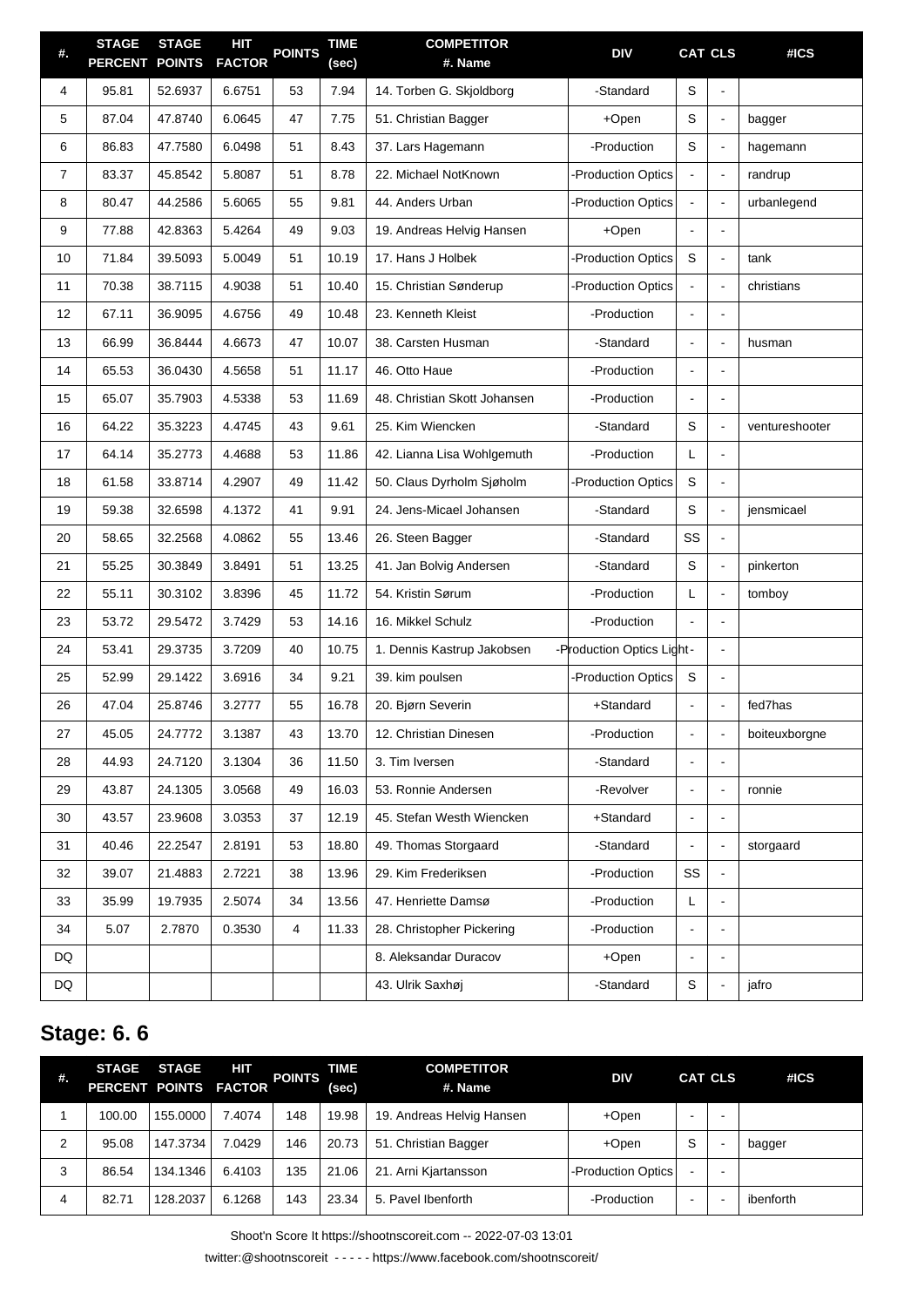| #. | STAGE PERCENT | STAGE POINTS | HIT FACTOR | POINTS | TIME (sec) | COMPETITOR #. Name | DIV | CAT | CLS | #ICS |
|---|---|---|---|---|---|---|---|---|---|---|
| 4 | 95.81 | 52.6937 | 6.6751 | 53 | 7.94 | 14. Torben G. Skjoldborg | -Standard | S | - | |
| 5 | 87.04 | 47.8740 | 6.0645 | 47 | 7.75 | 51. Christian Bagger | +Open | S | - | bagger |
| 6 | 86.83 | 47.7580 | 6.0498 | 51 | 8.43 | 37. Lars Hagemann | -Production | S | - | hagemann |
| 7 | 83.37 | 45.8542 | 5.8087 | 51 | 8.78 | 22. Michael NotKnown | -Production Optics | - | - | randrup |
| 8 | 80.47 | 44.2586 | 5.6065 | 55 | 9.81 | 44. Anders Urban | -Production Optics | - | - | urbanlegend |
| 9 | 77.88 | 42.8363 | 5.4264 | 49 | 9.03 | 19. Andreas Helvig Hansen | +Open | - | - | |
| 10 | 71.84 | 39.5093 | 5.0049 | 51 | 10.19 | 17. Hans J Holbek | -Production Optics | S | - | tank |
| 11 | 70.38 | 38.7115 | 4.9038 | 51 | 10.40 | 15. Christian Sønderup | -Production Optics | - | - | christians |
| 12 | 67.11 | 36.9095 | 4.6756 | 49 | 10.48 | 23. Kenneth Kleist | -Production | - | - | |
| 13 | 66.99 | 36.8444 | 4.6673 | 47 | 10.07 | 38. Carsten Husman | -Standard | - | - | husman |
| 14 | 65.53 | 36.0430 | 4.5658 | 51 | 11.17 | 46. Otto Haue | -Production | - | - | |
| 15 | 65.07 | 35.7903 | 4.5338 | 53 | 11.69 | 48. Christian Skott Johansen | -Production | - | - | |
| 16 | 64.22 | 35.3223 | 4.4745 | 43 | 9.61 | 25. Kim Wiencken | -Standard | S | - | ventureshooter |
| 17 | 64.14 | 35.2773 | 4.4688 | 53 | 11.86 | 42. Lianna Lisa Wohlgemuth | -Production | L | - | |
| 18 | 61.58 | 33.8714 | 4.2907 | 49 | 11.42 | 50. Claus Dyrholm Sjøholm | -Production Optics | S | - | |
| 19 | 59.38 | 32.6598 | 4.1372 | 41 | 9.91 | 24. Jens-Micael Johansen | -Standard | S | - | jensmicael |
| 20 | 58.65 | 32.2568 | 4.0862 | 55 | 13.46 | 26. Steen Bagger | -Standard | SS | - | |
| 21 | 55.25 | 30.3849 | 3.8491 | 51 | 13.25 | 41. Jan Bolvig Andersen | -Standard | S | - | pinkerton |
| 22 | 55.11 | 30.3102 | 3.8396 | 45 | 11.72 | 54. Kristin Sørum | -Production | L | - | tomboy |
| 23 | 53.72 | 29.5472 | 3.7429 | 53 | 14.16 | 16. Mikkel Schulz | -Production | - | - | |
| 24 | 53.41 | 29.3735 | 3.7209 | 40 | 10.75 | 1. Dennis Kastrup Jakobsen | -Production Optics Light | - | - | |
| 25 | 52.99 | 29.1422 | 3.6916 | 34 | 9.21 | 39. kim poulsen | -Production Optics | S | - | |
| 26 | 47.04 | 25.8746 | 3.2777 | 55 | 16.78 | 20. Bjørn Severin | +Standard | - | - | fed7has |
| 27 | 45.05 | 24.7772 | 3.1387 | 43 | 13.70 | 12. Christian Dinesen | -Production | - | - | boiteuxborgne |
| 28 | 44.93 | 24.7120 | 3.1304 | 36 | 11.50 | 3. Tim Iversen | -Standard | - | - | |
| 29 | 43.87 | 24.1305 | 3.0568 | 49 | 16.03 | 53. Ronnie Andersen | -Revolver | - | - | ronnie |
| 30 | 43.57 | 23.9608 | 3.0353 | 37 | 12.19 | 45. Stefan Westh Wiencken | +Standard | - | - | |
| 31 | 40.46 | 22.2547 | 2.8191 | 53 | 18.80 | 49. Thomas Storgaard | -Standard | - | - | storgaard |
| 32 | 39.07 | 21.4883 | 2.7221 | 38 | 13.96 | 29. Kim Frederiksen | -Production | SS | - | |
| 33 | 35.99 | 19.7935 | 2.5074 | 34 | 13.56 | 47. Henriette Damsø | -Production | L | - | |
| 34 | 5.07 | 2.7870 | 0.3530 | 4 | 11.33 | 28. Christopher Pickering | -Production | - | - | |
| DQ | | | | | | 8. Aleksandar Duracov | +Open | - | - | |
| DQ | | | | | | 43. Ulrik Saxhøj | -Standard | S | - | jafro |

## Stage: 6. 6

| #. | STAGE PERCENT | STAGE POINTS | HIT FACTOR | POINTS | TIME (sec) | COMPETITOR #. Name | DIV | CAT | CLS | #ICS |
|---|---|---|---|---|---|---|---|---|---|---|
| 1 | 100.00 | 155.0000 | 7.4074 | 148 | 19.98 | 19. Andreas Helvig Hansen | +Open | - | - | |
| 2 | 95.08 | 147.3734 | 7.0429 | 146 | 20.73 | 51. Christian Bagger | +Open | S | - | bagger |
| 3 | 86.54 | 134.1346 | 6.4103 | 135 | 21.06 | 21. Arni Kjartansson | -Production Optics | - | - | |
| 4 | 82.71 | 128.2037 | 6.1268 | 143 | 23.34 | 5. Pavel Ibenforth | -Production | - | - | ibenforth |

Shoot'n Score It https://shootnscoreit.com -- 2022-07-03 13:01

twitter:@shootnscoreit - - - - - https://www.facebook.com/shootnscoreit/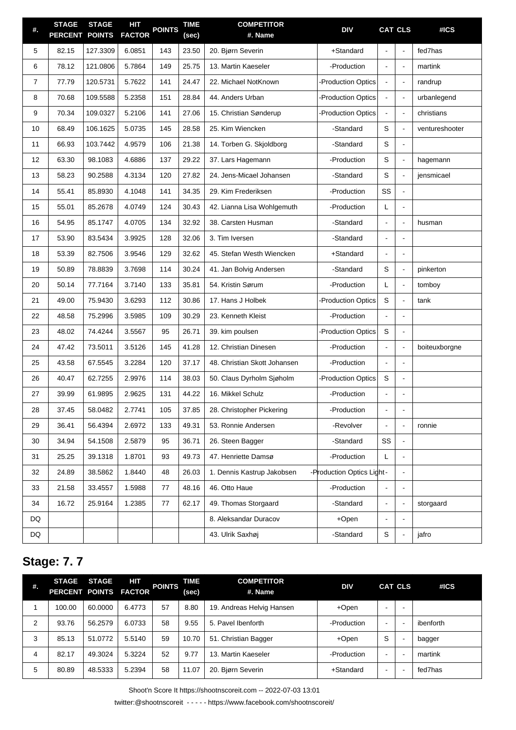| #. | STAGE PERCENT | STAGE POINTS | HIT FACTOR | POINTS | TIME (sec) | COMPETITOR #. Name | DIV | CAT | CLS | #ICS |
|---|---|---|---|---|---|---|---|---|---|---|
| 5 | 82.15 | 127.3309 | 6.0851 | 143 | 23.50 | 20. Bjørn Severin | +Standard | - | - | fed7has |
| 6 | 78.12 | 121.0806 | 5.7864 | 149 | 25.75 | 13. Martin Kaeseler | -Production | - | - | martink |
| 7 | 77.79 | 120.5731 | 5.7622 | 141 | 24.47 | 22. Michael NotKnown | -Production Optics | - | - | randrup |
| 8 | 70.68 | 109.5588 | 5.2358 | 151 | 28.84 | 44. Anders Urban | -Production Optics | - | - | urbanlegend |
| 9 | 70.34 | 109.0327 | 5.2106 | 141 | 27.06 | 15. Christian Sønderup | -Production Optics | - | - | christians |
| 10 | 68.49 | 106.1625 | 5.0735 | 145 | 28.58 | 25. Kim Wiencken | -Standard | S | - | ventureshooter |
| 11 | 66.93 | 103.7442 | 4.9579 | 106 | 21.38 | 14. Torben G. Skjoldborg | -Standard | S | - | |
| 12 | 63.30 | 98.1083 | 4.6886 | 137 | 29.22 | 37. Lars Hagemann | -Production | S | - | hagemann |
| 13 | 58.23 | 90.2588 | 4.3134 | 120 | 27.82 | 24. Jens-Micael Johansen | -Standard | S | - | jensmicael |
| 14 | 55.41 | 85.8930 | 4.1048 | 141 | 34.35 | 29. Kim Frederiksen | -Production | SS | - | |
| 15 | 55.01 | 85.2678 | 4.0749 | 124 | 30.43 | 42. Lianna Lisa Wohlgemuth | -Production | L | - | |
| 16 | 54.95 | 85.1747 | 4.0705 | 134 | 32.92 | 38. Carsten Husman | -Standard | - | - | husman |
| 17 | 53.90 | 83.5434 | 3.9925 | 128 | 32.06 | 3. Tim Iversen | -Standard | - | - | |
| 18 | 53.39 | 82.7506 | 3.9546 | 129 | 32.62 | 45. Stefan Westh Wiencken | +Standard | - | - | |
| 19 | 50.89 | 78.8839 | 3.7698 | 114 | 30.24 | 41. Jan Bolvig Andersen | -Standard | S | - | pinkerton |
| 20 | 50.14 | 77.7164 | 3.7140 | 133 | 35.81 | 54. Kristin Sørum | -Production | L | - | tomboy |
| 21 | 49.00 | 75.9430 | 3.6293 | 112 | 30.86 | 17. Hans J Holbek | -Production Optics | S | - | tank |
| 22 | 48.58 | 75.2996 | 3.5985 | 109 | 30.29 | 23. Kenneth Kleist | -Production | - | - | |
| 23 | 48.02 | 74.4244 | 3.5567 | 95 | 26.71 | 39. kim poulsen | -Production Optics | S | - | |
| 24 | 47.42 | 73.5011 | 3.5126 | 145 | 41.28 | 12. Christian Dinesen | -Production | - | - | boiteuxborgne |
| 25 | 43.58 | 67.5545 | 3.2284 | 120 | 37.17 | 48. Christian Skott Johansen | -Production | - | - | |
| 26 | 40.47 | 62.7255 | 2.9976 | 114 | 38.03 | 50. Claus Dyrholm Sjøholm | -Production Optics | S | - | |
| 27 | 39.99 | 61.9895 | 2.9625 | 131 | 44.22 | 16. Mikkel Schulz | -Production | - | - | |
| 28 | 37.45 | 58.0482 | 2.7741 | 105 | 37.85 | 28. Christopher Pickering | -Production | - | - | |
| 29 | 36.41 | 56.4394 | 2.6972 | 133 | 49.31 | 53. Ronnie Andersen | -Revolver | - | - | ronnie |
| 30 | 34.94 | 54.1508 | 2.5879 | 95 | 36.71 | 26. Steen Bagger | -Standard | SS | - | |
| 31 | 25.25 | 39.1318 | 1.8701 | 93 | 49.73 | 47. Henriette Damsø | -Production | L | - | |
| 32 | 24.89 | 38.5862 | 1.8440 | 48 | 26.03 | 1. Dennis Kastrup Jakobsen | -Production Optics Light | - | - | |
| 33 | 21.58 | 33.4557 | 1.5988 | 77 | 48.16 | 46. Otto Haue | -Production | - | - | |
| 34 | 16.72 | 25.9164 | 1.2385 | 77 | 62.17 | 49. Thomas Storgaard | -Standard | - | - | storgaard |
| DQ | | | | | | 8. Aleksandar Duracov | +Open | - | - | |
| DQ | | | | | | 43. Ulrik Saxhøj | -Standard | S | - | jafro |

## Stage: 7. 7

| #. | STAGE PERCENT | STAGE POINTS | HIT FACTOR | POINTS | TIME (sec) | COMPETITOR #. Name | DIV | CAT | CLS | #ICS |
|---|---|---|---|---|---|---|---|---|---|---|
| 1 | 100.00 | 60.0000 | 6.4773 | 57 | 8.80 | 19. Andreas Helvig Hansen | +Open | - | - | |
| 2 | 93.76 | 56.2579 | 6.0733 | 58 | 9.55 | 5. Pavel Ibenforth | -Production | - | - | ibenforth |
| 3 | 85.13 | 51.0772 | 5.5140 | 59 | 10.70 | 51. Christian Bagger | +Open | S | - | bagger |
| 4 | 82.17 | 49.3024 | 5.3224 | 52 | 9.77 | 13. Martin Kaeseler | -Production | - | - | martink |
| 5 | 80.89 | 48.5333 | 5.2394 | 58 | 11.07 | 20. Bjørn Severin | +Standard | - | - | fed7has |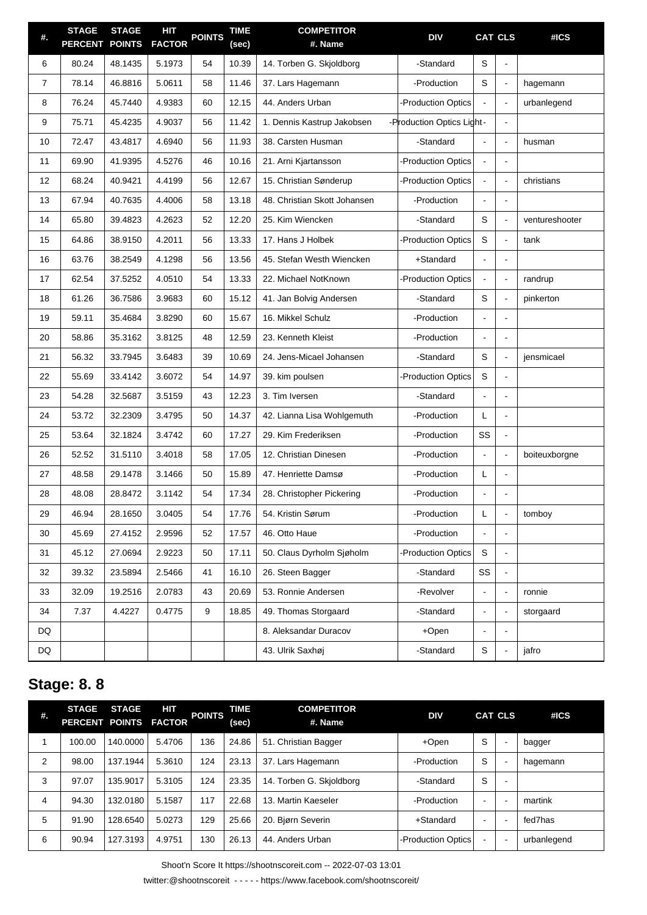| #. | STAGE PERCENT | STAGE POINTS | HIT FACTOR | POINTS | TIME (sec) | COMPETITOR #. Name | DIV | CAT | CLS | #ICS |
|---|---|---|---|---|---|---|---|---|---|---|
| 6 | 80.24 | 48.1435 | 5.1973 | 54 | 10.39 | 14. Torben G. Skjoldborg | -Standard | S | - | |
| 7 | 78.14 | 46.8816 | 5.0611 | 58 | 11.46 | 37. Lars Hagemann | -Production | S | - | hagemann |
| 8 | 76.24 | 45.7440 | 4.9383 | 60 | 12.15 | 44. Anders Urban | -Production Optics | - | - | urbanlegend |
| 9 | 75.71 | 45.4235 | 4.9037 | 56 | 11.42 | 1. Dennis Kastrup Jakobsen | -Production Optics Light | - | - | |
| 10 | 72.47 | 43.4817 | 4.6940 | 56 | 11.93 | 38. Carsten Husman | -Standard | - | - | husman |
| 11 | 69.90 | 41.9395 | 4.5276 | 46 | 10.16 | 21. Arni Kjartansson | -Production Optics | - | - | |
| 12 | 68.24 | 40.9421 | 4.4199 | 56 | 12.67 | 15. Christian Sønderup | -Production Optics | - | - | christians |
| 13 | 67.94 | 40.7635 | 4.4006 | 58 | 13.18 | 48. Christian Skott Johansen | -Production | - | - | |
| 14 | 65.80 | 39.4823 | 4.2623 | 52 | 12.20 | 25. Kim Wiencken | -Standard | S | - | ventureshooter |
| 15 | 64.86 | 38.9150 | 4.2011 | 56 | 13.33 | 17. Hans J Holbek | -Production Optics | S | - | tank |
| 16 | 63.76 | 38.2549 | 4.1298 | 56 | 13.56 | 45. Stefan Westh Wiencken | +Standard | - | - | |
| 17 | 62.54 | 37.5252 | 4.0510 | 54 | 13.33 | 22. Michael NotKnown | -Production Optics | - | - | randrup |
| 18 | 61.26 | 36.7586 | 3.9683 | 60 | 15.12 | 41. Jan Bolvig Andersen | -Standard | S | - | pinkerton |
| 19 | 59.11 | 35.4684 | 3.8290 | 60 | 15.67 | 16. Mikkel Schulz | -Production | - | - | |
| 20 | 58.86 | 35.3162 | 3.8125 | 48 | 12.59 | 23. Kenneth Kleist | -Production | - | - | |
| 21 | 56.32 | 33.7945 | 3.6483 | 39 | 10.69 | 24. Jens-Micael Johansen | -Standard | S | - | jensmicael |
| 22 | 55.69 | 33.4142 | 3.6072 | 54 | 14.97 | 39. kim poulsen | -Production Optics | S | - | |
| 23 | 54.28 | 32.5687 | 3.5159 | 43 | 12.23 | 3. Tim Iversen | -Standard | - | - | |
| 24 | 53.72 | 32.2309 | 3.4795 | 50 | 14.37 | 42. Lianna Lisa Wohlgemuth | -Production | L | - | |
| 25 | 53.64 | 32.1824 | 3.4742 | 60 | 17.27 | 29. Kim Frederiksen | -Production | SS | - | |
| 26 | 52.52 | 31.5110 | 3.4018 | 58 | 17.05 | 12. Christian Dinesen | -Production | - | - | boiteuxborgne |
| 27 | 48.58 | 29.1478 | 3.1466 | 50 | 15.89 | 47. Henriette Damsø | -Production | L | - | |
| 28 | 48.08 | 28.8472 | 3.1142 | 54 | 17.34 | 28. Christopher Pickering | -Production | - | - | |
| 29 | 46.94 | 28.1650 | 3.0405 | 54 | 17.76 | 54. Kristin Sørum | -Production | L | - | tomboy |
| 30 | 45.69 | 27.4152 | 2.9596 | 52 | 17.57 | 46. Otto Haue | -Production | - | - | |
| 31 | 45.12 | 27.0694 | 2.9223 | 50 | 17.11 | 50. Claus Dyrholm Sjøholm | -Production Optics | S | - | |
| 32 | 39.32 | 23.5894 | 2.5466 | 41 | 16.10 | 26. Steen Bagger | -Standard | SS | - | |
| 33 | 32.09 | 19.2516 | 2.0783 | 43 | 20.69 | 53. Ronnie Andersen | -Revolver | - | - | ronnie |
| 34 | 7.37 | 4.4227 | 0.4775 | 9 | 18.85 | 49. Thomas Storgaard | -Standard | - | - | storgaard |
| DQ | | | | | | 8. Aleksandar Duracov | +Open | - | - | |
| DQ | | | | | | 43. Ulrik Saxhøj | -Standard | S | - | jafro |

## Stage: 8. 8

| #. | STAGE PERCENT | STAGE POINTS | HIT FACTOR | POINTS | TIME (sec) | COMPETITOR #. Name | DIV | CAT | CLS | #ICS |
|---|---|---|---|---|---|---|---|---|---|---|
| 1 | 100.00 | 140.0000 | 5.4706 | 136 | 24.86 | 51. Christian Bagger | +Open | S | - | bagger |
| 2 | 98.00 | 137.1944 | 5.3610 | 124 | 23.13 | 37. Lars Hagemann | -Production | S | - | hagemann |
| 3 | 97.07 | 135.9017 | 5.3105 | 124 | 23.35 | 14. Torben G. Skjoldborg | -Standard | S | - | |
| 4 | 94.30 | 132.0180 | 5.1587 | 117 | 22.68 | 13. Martin Kaeseler | -Production | - | - | martink |
| 5 | 91.90 | 128.6540 | 5.0273 | 129 | 25.66 | 20. Bjørn Severin | +Standard | - | - | fed7has |
| 6 | 90.94 | 127.3193 | 4.9751 | 130 | 26.13 | 44. Anders Urban | -Production Optics | - | - | urbanlegend |

Shoot'n Score It https://shootnscoreit.com -- 2022-07-03 13:01

twitter:@shootnscoreit - - - - - https://www.facebook.com/shootnscoreit/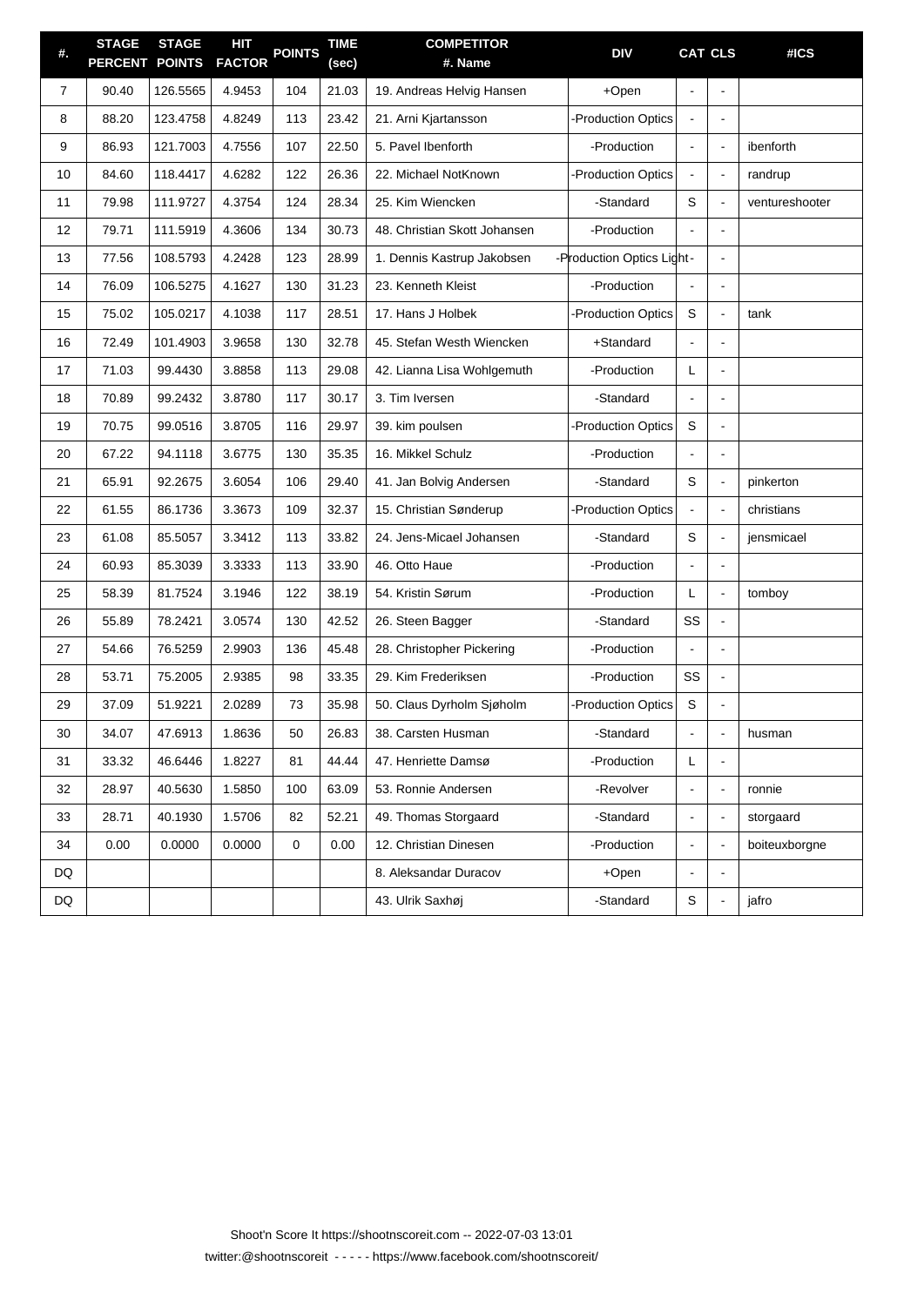| #. | STAGE PERCENT | STAGE POINTS | HIT FACTOR | POINTS | TIME (sec) | COMPETITOR #. Name | DIV | CAT | CLS | #ICS |
|---|---|---|---|---|---|---|---|---|---|---|
| 7 | 90.40 | 126.5565 | 4.9453 | 104 | 21.03 | 19. Andreas Helvig Hansen | +Open | - | - | |
| 8 | 88.20 | 123.4758 | 4.8249 | 113 | 23.42 | 21. Arni Kjartansson | -Production Optics | - | - | |
| 9 | 86.93 | 121.7003 | 4.7556 | 107 | 22.50 | 5. Pavel Ibenforth | -Production | - | - | ibenforth |
| 10 | 84.60 | 118.4417 | 4.6282 | 122 | 26.36 | 22. Michael NotKnown | -Production Optics | - | - | randrup |
| 11 | 79.98 | 111.9727 | 4.3754 | 124 | 28.34 | 25. Kim Wiencken | -Standard | S | - | ventureshooter |
| 12 | 79.71 | 111.5919 | 4.3606 | 134 | 30.73 | 48. Christian Skott Johansen | -Production | - | - | |
| 13 | 77.56 | 108.5793 | 4.2428 | 123 | 28.99 | 1. Dennis Kastrup Jakobsen | -Production Optics Light | - | - | |
| 14 | 76.09 | 106.5275 | 4.1627 | 130 | 31.23 | 23. Kenneth Kleist | -Production | - | - | |
| 15 | 75.02 | 105.0217 | 4.1038 | 117 | 28.51 | 17. Hans J Holbek | -Production Optics | S | - | tank |
| 16 | 72.49 | 101.4903 | 3.9658 | 130 | 32.78 | 45. Stefan Westh Wiencken | +Standard | - | - | |
| 17 | 71.03 | 99.4430 | 3.8858 | 113 | 29.08 | 42. Lianna Lisa Wohlgemuth | -Production | L | - | |
| 18 | 70.89 | 99.2432 | 3.8780 | 117 | 30.17 | 3. Tim Iversen | -Standard | - | - | |
| 19 | 70.75 | 99.0516 | 3.8705 | 116 | 29.97 | 39. kim poulsen | -Production Optics | S | - | |
| 20 | 67.22 | 94.1118 | 3.6775 | 130 | 35.35 | 16. Mikkel Schulz | -Production | - | - | |
| 21 | 65.91 | 92.2675 | 3.6054 | 106 | 29.40 | 41. Jan Bolvig Andersen | -Standard | S | - | pinkerton |
| 22 | 61.55 | 86.1736 | 3.3673 | 109 | 32.37 | 15. Christian Sønderup | -Production Optics | - | - | christians |
| 23 | 61.08 | 85.5057 | 3.3412 | 113 | 33.82 | 24. Jens-Micael Johansen | -Standard | S | - | jensmicael |
| 24 | 60.93 | 85.3039 | 3.3333 | 113 | 33.90 | 46. Otto Haue | -Production | - | - | |
| 25 | 58.39 | 81.7524 | 3.1946 | 122 | 38.19 | 54. Kristin Sørum | -Production | L | - | tomboy |
| 26 | 55.89 | 78.2421 | 3.0574 | 130 | 42.52 | 26. Steen Bagger | -Standard | SS | - | |
| 27 | 54.66 | 76.5259 | 2.9903 | 136 | 45.48 | 28. Christopher Pickering | -Production | - | - | |
| 28 | 53.71 | 75.2005 | 2.9385 | 98 | 33.35 | 29. Kim Frederiksen | -Production | SS | - | |
| 29 | 37.09 | 51.9221 | 2.0289 | 73 | 35.98 | 50. Claus Dyrholm Sjøholm | -Production Optics | S | - | |
| 30 | 34.07 | 47.6913 | 1.8636 | 50 | 26.83 | 38. Carsten Husman | -Standard | - | - | husman |
| 31 | 33.32 | 46.6446 | 1.8227 | 81 | 44.44 | 47. Henriette Damsø | -Production | L | - | |
| 32 | 28.97 | 40.5630 | 1.5850 | 100 | 63.09 | 53. Ronnie Andersen | -Revolver | - | - | ronnie |
| 33 | 28.71 | 40.1930 | 1.5706 | 82 | 52.21 | 49. Thomas Storgaard | -Standard | - | - | storgaard |
| 34 | 0.00 | 0.0000 | 0.0000 | 0 | 0.00 | 12. Christian Dinesen | -Production | - | - | boiteuxborgne |
| DQ | | | | | | 8. Aleksandar Duracov | +Open | - | - | |
| DQ | | | | | | 43. Ulrik Saxhøj | -Standard | S | - | jafro |

Shoot'n Score It https://shootnscoreit.com -- 2022-07-03 13:01

twitter:@shootnscoreit - - - - - https://www.facebook.com/shootnscoreit/